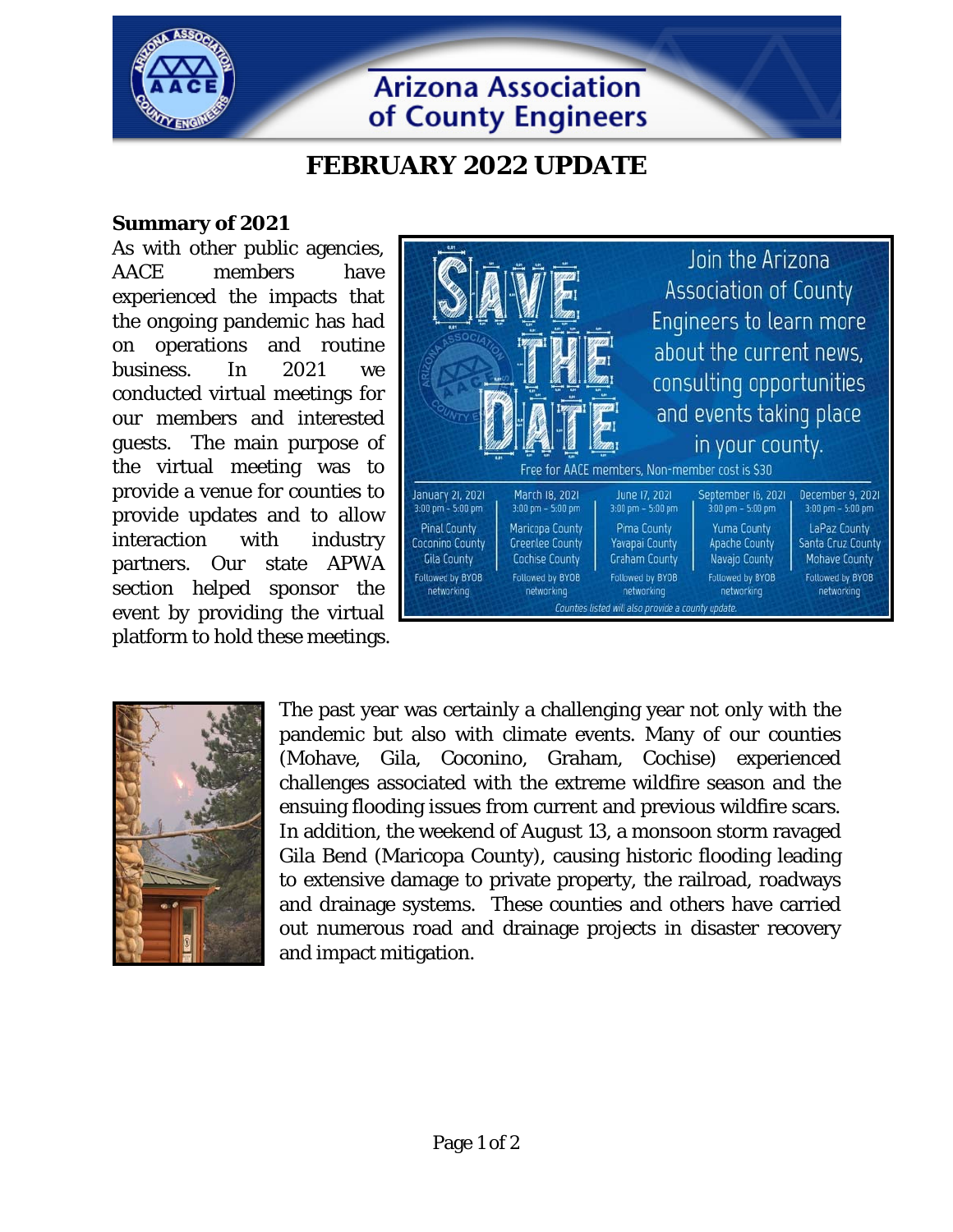# FEBRUARY 2022 UPDATE

**Summary of 2021**

As with other public agencies, AACE members have experienced the impacts that the ongoing pandemic has had on operations and routine business. In 2021 we conducted virtual meetings for our members and interested guests. The main purpose of the virtual meeting was to provide a venue for counties to provide updates and to allow interaction with industry partners. Our state APWA section helped sponsor the event by providing the virtual platform to hold these meetings.

The past year was certainly a challenging year not only with the pandemic but also with climate events. Many of our counties (Mohave, Gila, Coconino, Graham, Cochise) experienced challenges associated with the extreme wildfire season and the ensuing flooding issues from current and previous wildfire scars. In addition, the weekend of August 13, a monsoon storm ravaged Gila Bend (Maricopa County), causing historic flooding leading to extensive damage to private property, the railroad, roadways and drainage systems. These counties and others have carried out numerous road and drainage projects in disaster recovery and impact mitigation.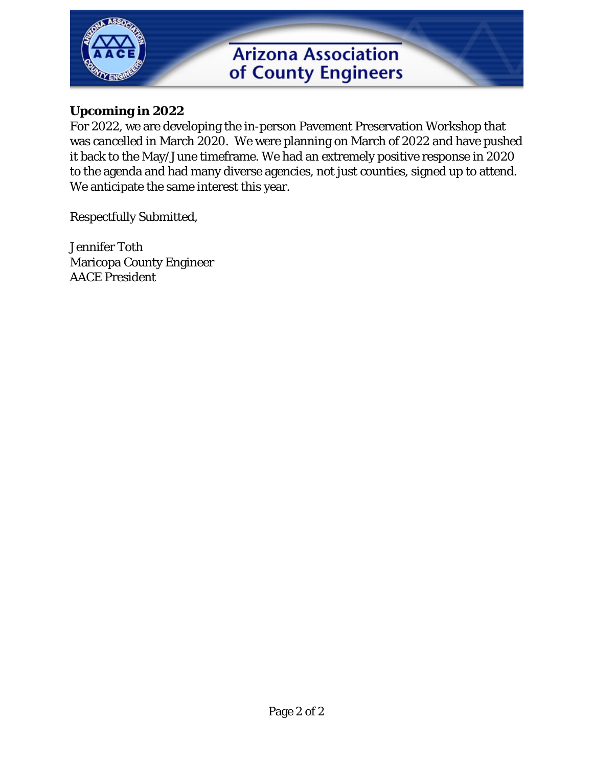**Upcoming in 2022**

For 2022, we are developing the in-person Pavement Preservation Workshop that was cancelled in March 2020. We were planning on March of 2022 and have pushed it back to the May/June timeframe. We had an extremely positive response in 2020 to the agenda and had many diverse agencies, not just counties, signed up to attend. We anticipate the same interest this year.

Respectfully Submitted,

Jennifer Toth
Maricopa County Engineer
AACE President